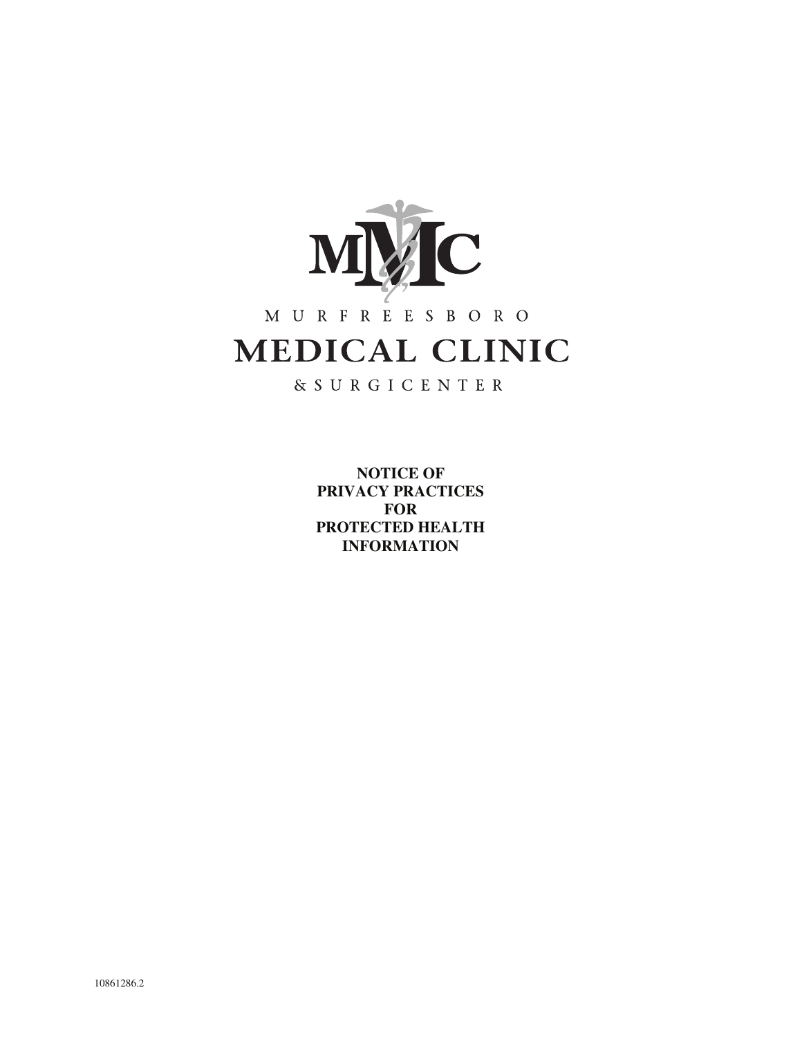MMC

MURFREESBORO

# MEDICAL CLINIC

& SURGICENTER

**NOTICE OF**
**PRIVACY PRACTICES**
**FOR**
**PROTECTED HEALTH**
**INFORMATION**

10861286.2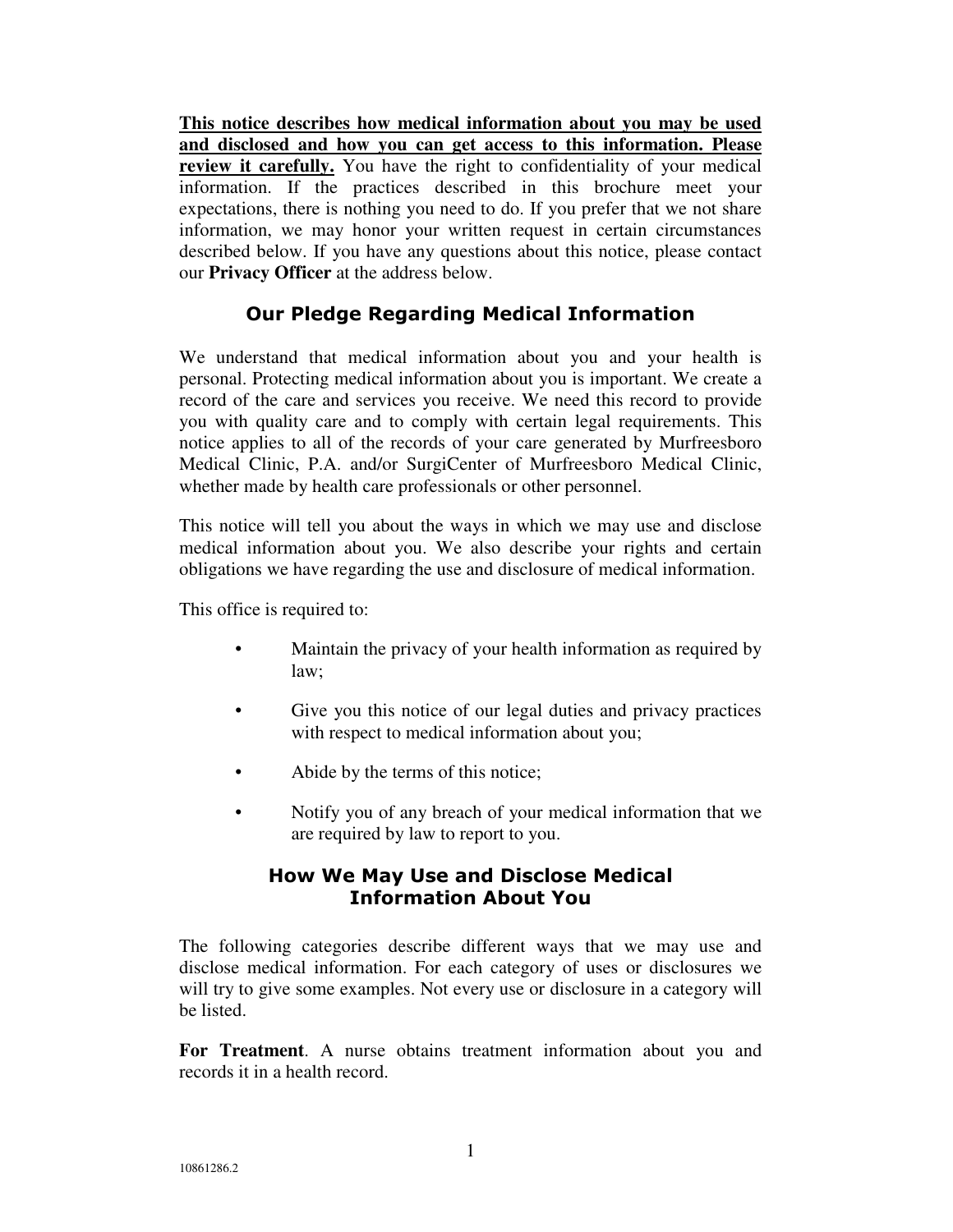**<u>This notice describes how medical information about you may be used and disclosed and how you can get access to this information. Please review it carefully.</u>** You have the right to confidentiality of your medical information. If the practices described in this brochure meet your expectations, there is nothing you need to do. If you prefer that we not share information, we may honor your written request in certain circumstances described below. If you have any questions about this notice, please contact our **Privacy Officer** at the address below.

## Our Pledge Regarding Medical Information

We understand that medical information about you and your health is personal. Protecting medical information about you is important. We create a record of the care and services you receive. We need this record to provide you with quality care and to comply with certain legal requirements. This notice applies to all of the records of your care generated by Murfreesboro Medical Clinic, P.A. and/or SurgiCenter of Murfreesboro Medical Clinic, whether made by health care professionals or other personnel.

This notice will tell you about the ways in which we may use and disclose medical information about you. We also describe your rights and certain obligations we have regarding the use and disclosure of medical information.

This office is required to:

- Maintain the privacy of your health information as required by law;
- Give you this notice of our legal duties and privacy practices with respect to medical information about you;
- Abide by the terms of this notice;
- Notify you of any breach of your medical information that we are required by law to report to you.

## How We May Use and Disclose Medical Information About You

The following categories describe different ways that we may use and disclose medical information. For each category of uses or disclosures we will try to give some examples. Not every use or disclosure in a category will be listed.

**For Treatment**. A nurse obtains treatment information about you and records it in a health record.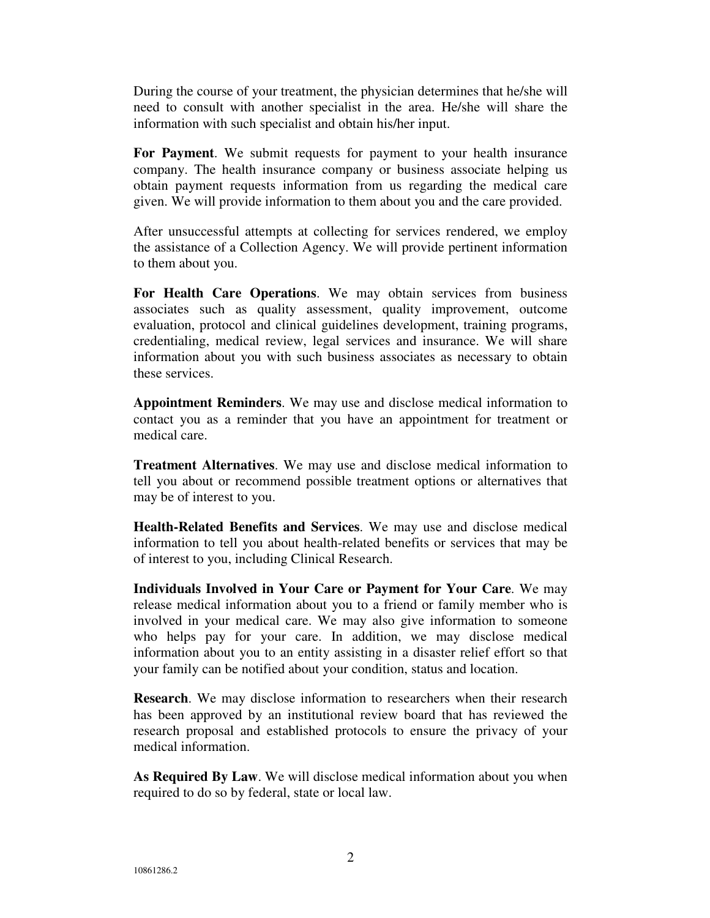During the course of your treatment, the physician determines that he/she will need to consult with another specialist in the area. He/she will share the information with such specialist and obtain his/her input.

**For Payment**. We submit requests for payment to your health insurance company. The health insurance company or business associate helping us obtain payment requests information from us regarding the medical care given. We will provide information to them about you and the care provided.

After unsuccessful attempts at collecting for services rendered, we employ the assistance of a Collection Agency. We will provide pertinent information to them about you.

**For Health Care Operations**. We may obtain services from business associates such as quality assessment, quality improvement, outcome evaluation, protocol and clinical guidelines development, training programs, credentialing, medical review, legal services and insurance. We will share information about you with such business associates as necessary to obtain these services.

**Appointment Reminders**. We may use and disclose medical information to contact you as a reminder that you have an appointment for treatment or medical care.

**Treatment Alternatives**. We may use and disclose medical information to tell you about or recommend possible treatment options or alternatives that may be of interest to you.

**Health-Related Benefits and Services**. We may use and disclose medical information to tell you about health-related benefits or services that may be of interest to you, including Clinical Research.

**Individuals Involved in Your Care or Payment for Your Care**. We may release medical information about you to a friend or family member who is involved in your medical care. We may also give information to someone who helps pay for your care. In addition, we may disclose medical information about you to an entity assisting in a disaster relief effort so that your family can be notified about your condition, status and location.

**Research**. We may disclose information to researchers when their research has been approved by an institutional review board that has reviewed the research proposal and established protocols to ensure the privacy of your medical information.

**As Required By Law**. We will disclose medical information about you when required to do so by federal, state or local law.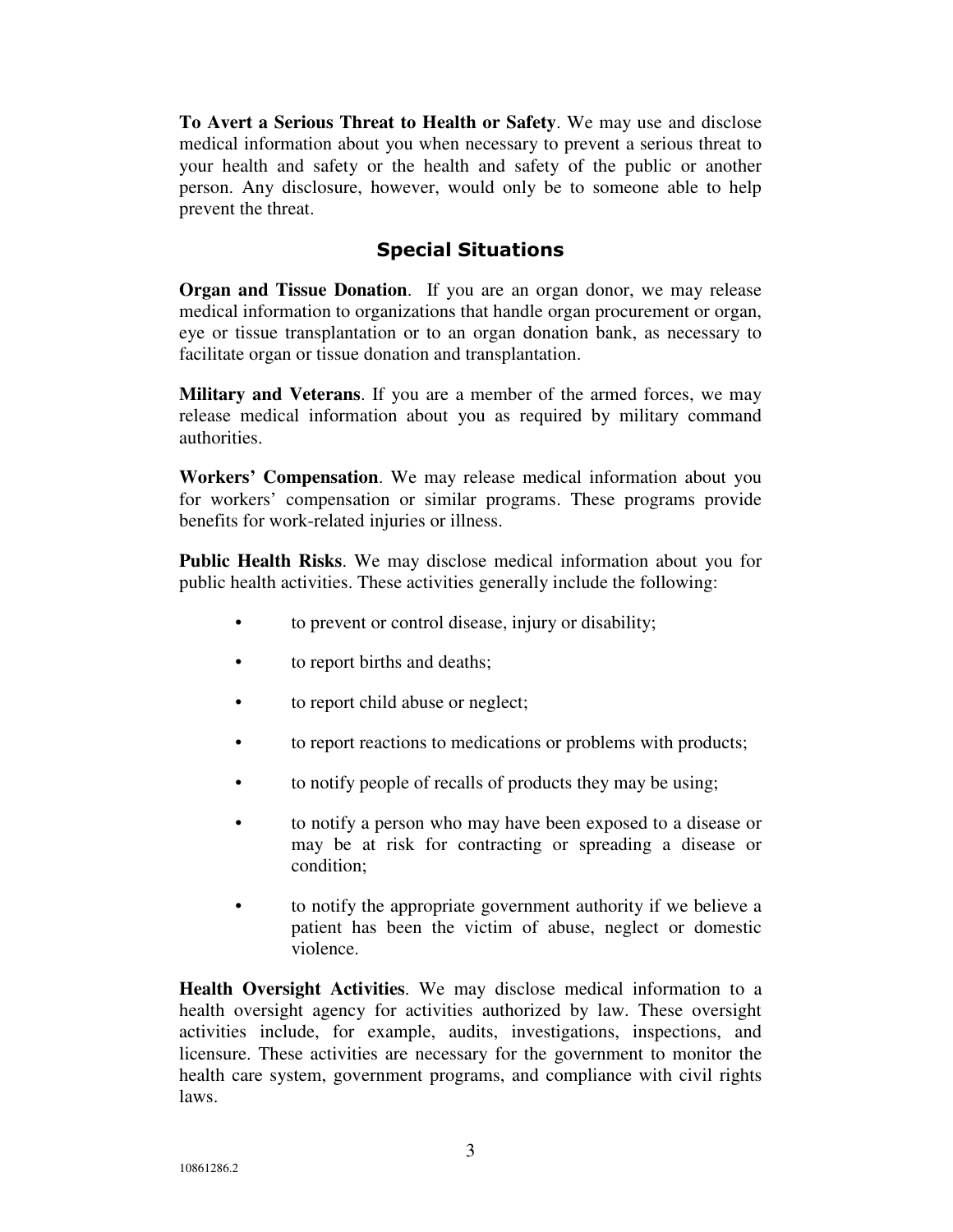**To Avert a Serious Threat to Health or Safety**. We may use and disclose medical information about you when necessary to prevent a serious threat to your health and safety or the health and safety of the public or another person. Any disclosure, however, would only be to someone able to help prevent the threat.

## Special Situations

**Organ and Tissue Donation**. If you are an organ donor, we may release medical information to organizations that handle organ procurement or organ, eye or tissue transplantation or to an organ donation bank, as necessary to facilitate organ or tissue donation and transplantation.

**Military and Veterans**. If you are a member of the armed forces, we may release medical information about you as required by military command authorities.

**Workers' Compensation**. We may release medical information about you for workers' compensation or similar programs. These programs provide benefits for work-related injuries or illness.

**Public Health Risks**. We may disclose medical information about you for public health activities. These activities generally include the following:

- to prevent or control disease, injury or disability;
- to report births and deaths;
- to report child abuse or neglect;
- to report reactions to medications or problems with products;
- to notify people of recalls of products they may be using;
- to notify a person who may have been exposed to a disease or may be at risk for contracting or spreading a disease or condition;
- to notify the appropriate government authority if we believe a patient has been the victim of abuse, neglect or domestic violence.

**Health Oversight Activities**. We may disclose medical information to a health oversight agency for activities authorized by law. These oversight activities include, for example, audits, investigations, inspections, and licensure. These activities are necessary for the government to monitor the health care system, government programs, and compliance with civil rights laws.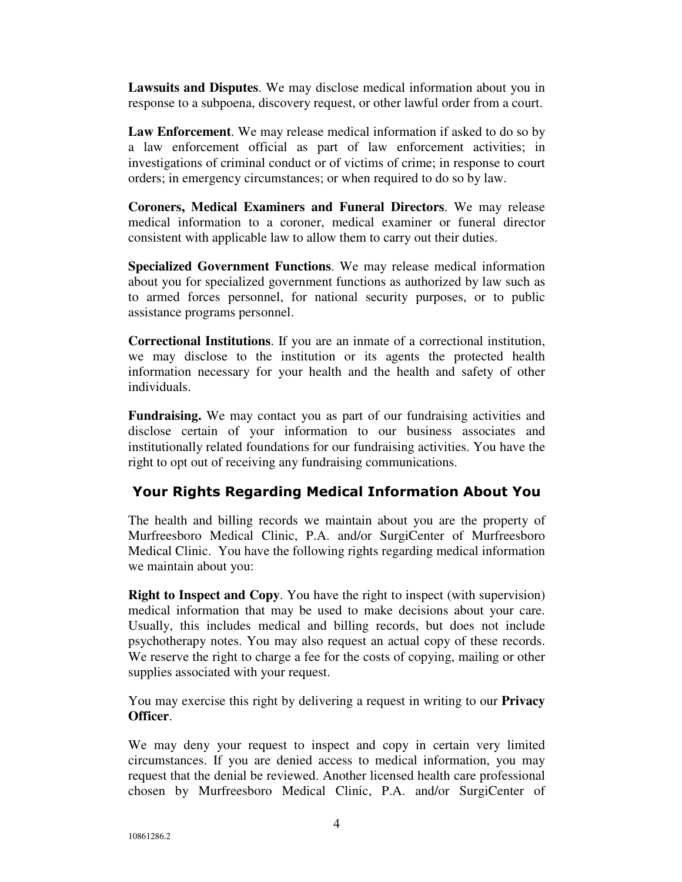**Lawsuits and Disputes**. We may disclose medical information about you in response to a subpoena, discovery request, or other lawful order from a court.

**Law Enforcement**. We may release medical information if asked to do so by a law enforcement official as part of law enforcement activities; in investigations of criminal conduct or of victims of crime; in response to court orders; in emergency circumstances; or when required to do so by law.

**Coroners, Medical Examiners and Funeral Directors**. We may release medical information to a coroner, medical examiner or funeral director consistent with applicable law to allow them to carry out their duties.

**Specialized Government Functions**. We may release medical information about you for specialized government functions as authorized by law such as to armed forces personnel, for national security purposes, or to public assistance programs personnel.

**Correctional Institutions**. If you are an inmate of a correctional institution, we may disclose to the institution or its agents the protected health information necessary for your health and the health and safety of other individuals.

**Fundraising.** We may contact you as part of our fundraising activities and disclose certain of your information to our business associates and institutionally related foundations for our fundraising activities. You have the right to opt out of receiving any fundraising communications.

## Your Rights Regarding Medical Information About You

The health and billing records we maintain about you are the property of Murfreesboro Medical Clinic, P.A. and/or SurgiCenter of Murfreesboro Medical Clinic. You have the following rights regarding medical information we maintain about you:

**Right to Inspect and Copy**. You have the right to inspect (with supervision) medical information that may be used to make decisions about your care. Usually, this includes medical and billing records, but does not include psychotherapy notes. You may also request an actual copy of these records. We reserve the right to charge a fee for the costs of copying, mailing or other supplies associated with your request.

You may exercise this right by delivering a request in writing to our **Privacy Officer**.

We may deny your request to inspect and copy in certain very limited circumstances. If you are denied access to medical information, you may request that the denial be reviewed. Another licensed health care professional chosen by Murfreesboro Medical Clinic, P.A. and/or SurgiCenter of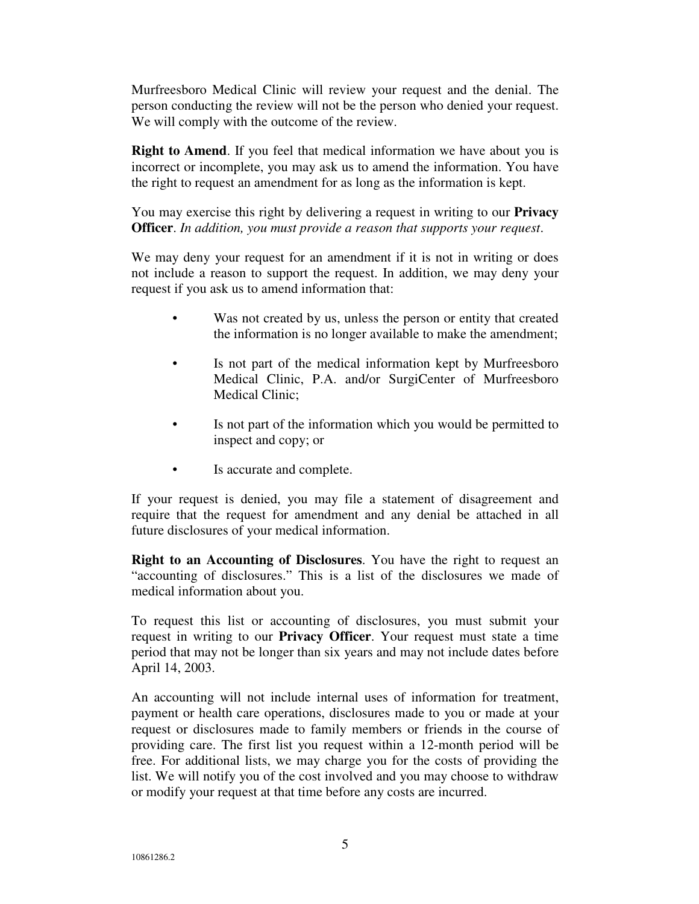Murfreesboro Medical Clinic will review your request and the denial. The person conducting the review will not be the person who denied your request. We will comply with the outcome of the review.

**Right to Amend**. If you feel that medical information we have about you is incorrect or incomplete, you may ask us to amend the information. You have the right to request an amendment for as long as the information is kept.

You may exercise this right by delivering a request in writing to our **Privacy Officer**. *In addition, you must provide a reason that supports your request*.

We may deny your request for an amendment if it is not in writing or does not include a reason to support the request. In addition, we may deny your request if you ask us to amend information that:

- Was not created by us, unless the person or entity that created the information is no longer available to make the amendment;
- Is not part of the medical information kept by Murfreesboro Medical Clinic, P.A. and/or SurgiCenter of Murfreesboro Medical Clinic;
- Is not part of the information which you would be permitted to inspect and copy; or
- Is accurate and complete.

If your request is denied, you may file a statement of disagreement and require that the request for amendment and any denial be attached in all future disclosures of your medical information.

**Right to an Accounting of Disclosures**. You have the right to request an "accounting of disclosures." This is a list of the disclosures we made of medical information about you.

To request this list or accounting of disclosures, you must submit your request in writing to our **Privacy Officer**. Your request must state a time period that may not be longer than six years and may not include dates before April 14, 2003.

An accounting will not include internal uses of information for treatment, payment or health care operations, disclosures made to you or made at your request or disclosures made to family members or friends in the course of providing care. The first list you request within a 12-month period will be free. For additional lists, we may charge you for the costs of providing the list. We will notify you of the cost involved and you may choose to withdraw or modify your request at that time before any costs are incurred.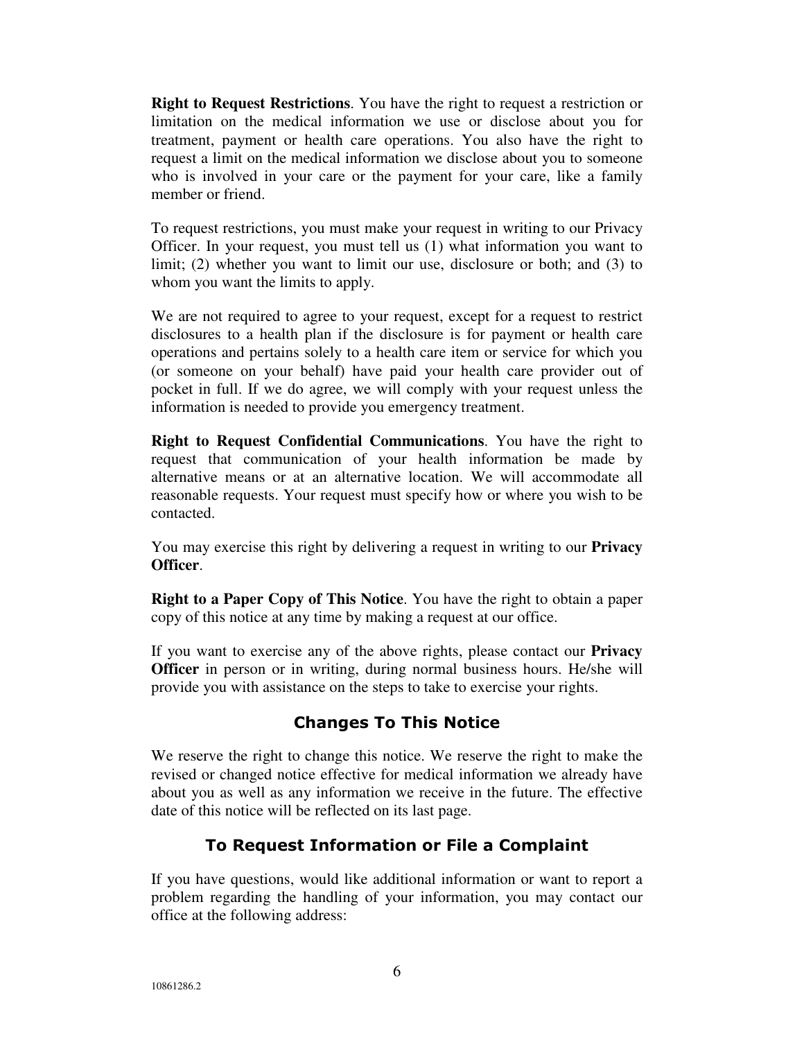**Right to Request Restrictions**. You have the right to request a restriction or limitation on the medical information we use or disclose about you for treatment, payment or health care operations. You also have the right to request a limit on the medical information we disclose about you to someone who is involved in your care or the payment for your care, like a family member or friend.

To request restrictions, you must make your request in writing to our Privacy Officer. In your request, you must tell us (1) what information you want to limit; (2) whether you want to limit our use, disclosure or both; and (3) to whom you want the limits to apply.

We are not required to agree to your request, except for a request to restrict disclosures to a health plan if the disclosure is for payment or health care operations and pertains solely to a health care item or service for which you (or someone on your behalf) have paid your health care provider out of pocket in full. If we do agree, we will comply with your request unless the information is needed to provide you emergency treatment.

**Right to Request Confidential Communications**. You have the right to request that communication of your health information be made by alternative means or at an alternative location. We will accommodate all reasonable requests. Your request must specify how or where you wish to be contacted.

You may exercise this right by delivering a request in writing to our **Privacy Officer**.

**Right to a Paper Copy of This Notice**. You have the right to obtain a paper copy of this notice at any time by making a request at our office.

If you want to exercise any of the above rights, please contact our **Privacy Officer** in person or in writing, during normal business hours. He/she will provide you with assistance on the steps to take to exercise your rights.

## Changes To This Notice

We reserve the right to change this notice. We reserve the right to make the revised or changed notice effective for medical information we already have about you as well as any information we receive in the future. The effective date of this notice will be reflected on its last page.

## To Request Information or File a Complaint

If you have questions, would like additional information or want to report a problem regarding the handling of your information, you may contact our office at the following address: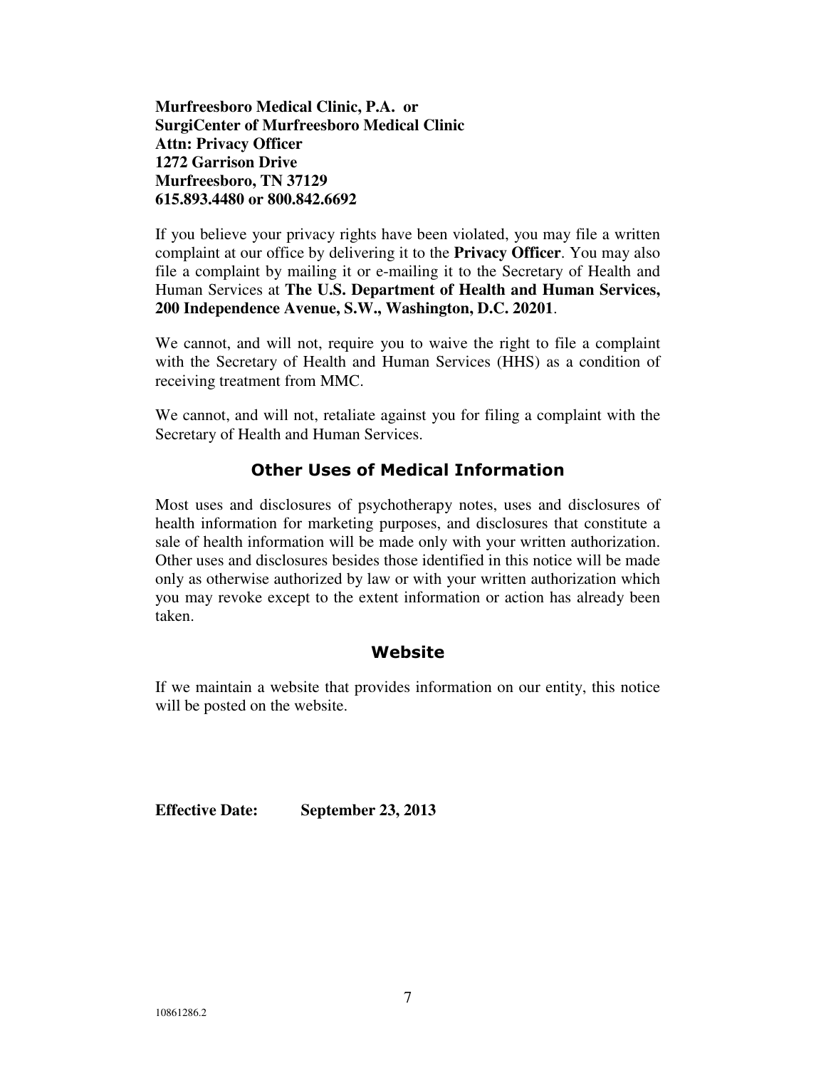**Murfreesboro Medical Clinic, P.A. or**
**SurgiCenter of Murfreesboro Medical Clinic**
**Attn: Privacy Officer**
**1272 Garrison Drive**
**Murfreesboro, TN 37129**
**615.893.4480 or 800.842.6692**

If you believe your privacy rights have been violated, you may file a written complaint at our office by delivering it to the **Privacy Officer**. You may also file a complaint by mailing it or e-mailing it to the Secretary of Health and Human Services at **The U.S. Department of Health and Human Services, 200 Independence Avenue, S.W., Washington, D.C. 20201**.

We cannot, and will not, require you to waive the right to file a complaint with the Secretary of Health and Human Services (HHS) as a condition of receiving treatment from MMC.

We cannot, and will not, retaliate against you for filing a complaint with the Secretary of Health and Human Services.

## Other Uses of Medical Information

Most uses and disclosures of psychotherapy notes, uses and disclosures of health information for marketing purposes, and disclosures that constitute a sale of health information will be made only with your written authorization. Other uses and disclosures besides those identified in this notice will be made only as otherwise authorized by law or with your written authorization which you may revoke except to the extent information or action has already been taken.

## Website

If we maintain a website that provides information on our entity, this notice will be posted on the website.

**Effective Date: September 23, 2013**

10861286.2